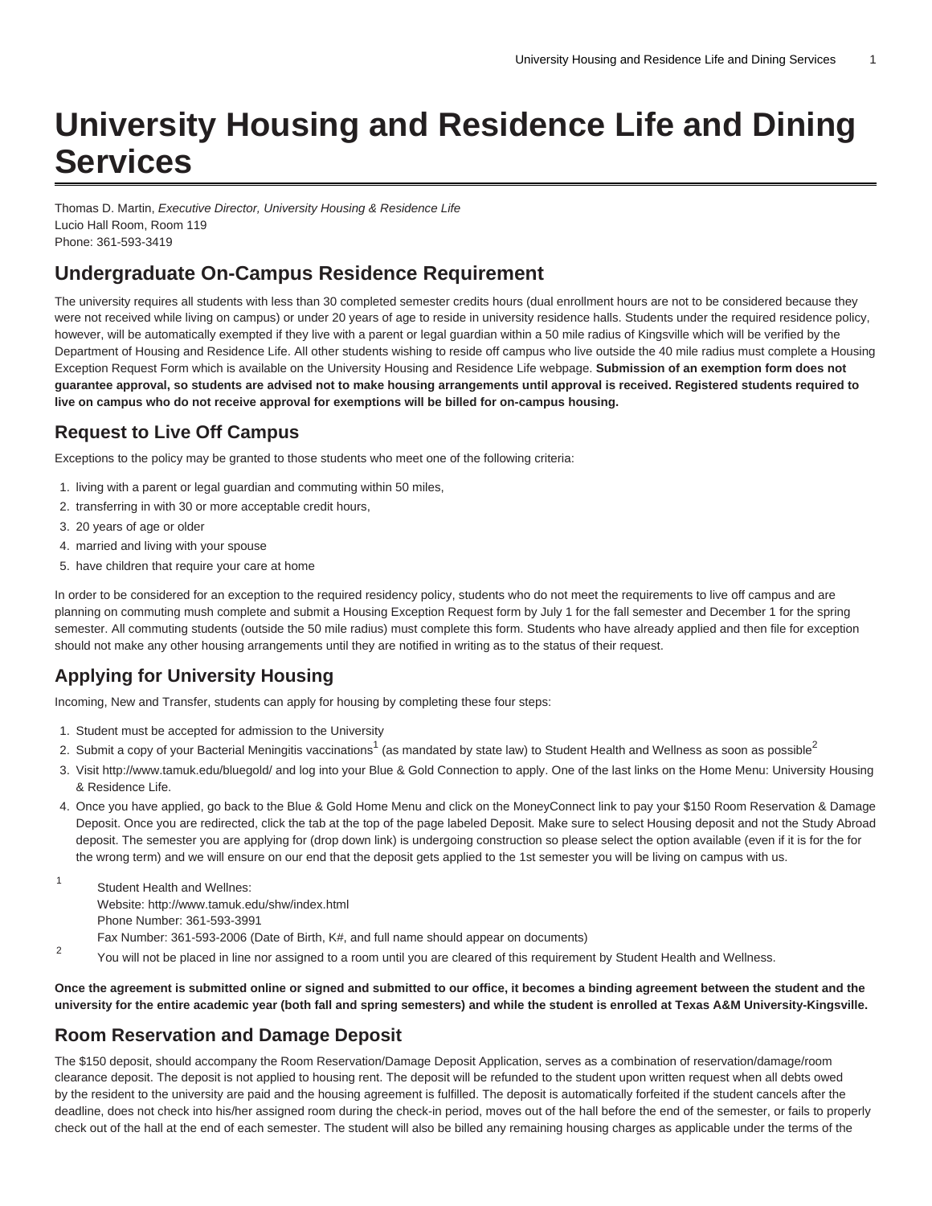# University Housing and Residence Life and Dining Services

Thomas D. Martin, *Executive Director, University Housing & Residence Life*
Lucio Hall Room, Room 119
Phone: 361-593-3419

## Undergraduate On-Campus Residence Requirement

The university requires all students with less than 30 completed semester credits hours (dual enrollment hours are not to be considered because they were not received while living on campus) or under 20 years of age to reside in university residence halls. Students under the required residence policy, however, will be automatically exempted if they live with a parent or legal guardian within a 50 mile radius of Kingsville which will be verified by the Department of Housing and Residence Life. All other students wishing to reside off campus who live outside the 40 mile radius must complete a Housing Exception Request Form which is available on the University Housing and Residence Life webpage. **Submission of an exemption form does not guarantee approval, so students are advised not to make housing arrangements until approval is received. Registered students required to live on campus who do not receive approval for exemptions will be billed for on-campus housing.**

## Request to Live Off Campus

Exceptions to the policy may be granted to those students who meet one of the following criteria:

1. living with a parent or legal guardian and commuting within 50 miles,
2. transferring in with 30 or more acceptable credit hours,
3. 20 years of age or older
4. married and living with your spouse
5. have children that require your care at home

In order to be considered for an exception to the required residency policy, students who do not meet the requirements to live off campus and are planning on commuting mush complete and submit a Housing Exception Request form by July 1 for the fall semester and December 1 for the spring semester. All commuting students (outside the 50 mile radius) must complete this form. Students who have already applied and then file for exception should not make any other housing arrangements until they are notified in writing as to the status of their request.

## Applying for University Housing

Incoming, New and Transfer, students can apply for housing by completing these four steps:

1. Student must be accepted for admission to the University
2. Submit a copy of your Bacterial Meningitis vaccinations[1] (as mandated by state law) to Student Health and Wellness as soon as possible[2]
3. Visit http://www.tamuk.edu/bluegold/ and log into your Blue & Gold Connection to apply. One of the last links on the Home Menu: University Housing & Residence Life.
4. Once you have applied, go back to the Blue & Gold Home Menu and click on the MoneyConnect link to pay your $150 Room Reservation & Damage Deposit. Once you are redirected, click the tab at the top of the page labeled Deposit. Make sure to select Housing deposit and not the Study Abroad deposit. The semester you are applying for (drop down link) is undergoing construction so please select the option available (even if it is for the for the wrong term) and we will ensure on our end that the deposit gets applied to the 1st semester you will be living on campus with us.

[1] Student Health and Wellnes:
Website: http://www.tamuk.edu/shw/index.html
Phone Number: 361-593-3991
Fax Number: 361-593-2006 (Date of Birth, K#, and full name should appear on documents)

[2] You will not be placed in line nor assigned to a room until you are cleared of this requirement by Student Health and Wellness.

**Once the agreement is submitted online or signed and submitted to our office, it becomes a binding agreement between the student and the university for the entire academic year (both fall and spring semesters) and while the student is enrolled at Texas A&M University-Kingsville.**

## Room Reservation and Damage Deposit

The $150 deposit, should accompany the Room Reservation/Damage Deposit Application, serves as a combination of reservation/damage/room clearance deposit. The deposit is not applied to housing rent. The deposit will be refunded to the student upon written request when all debts owed by the resident to the university are paid and the housing agreement is fulfilled. The deposit is automatically forfeited if the student cancels after the deadline, does not check into his/her assigned room during the check-in period, moves out of the hall before the end of the semester, or fails to properly check out of the hall at the end of each semester. The student will also be billed any remaining housing charges as applicable under the terms of the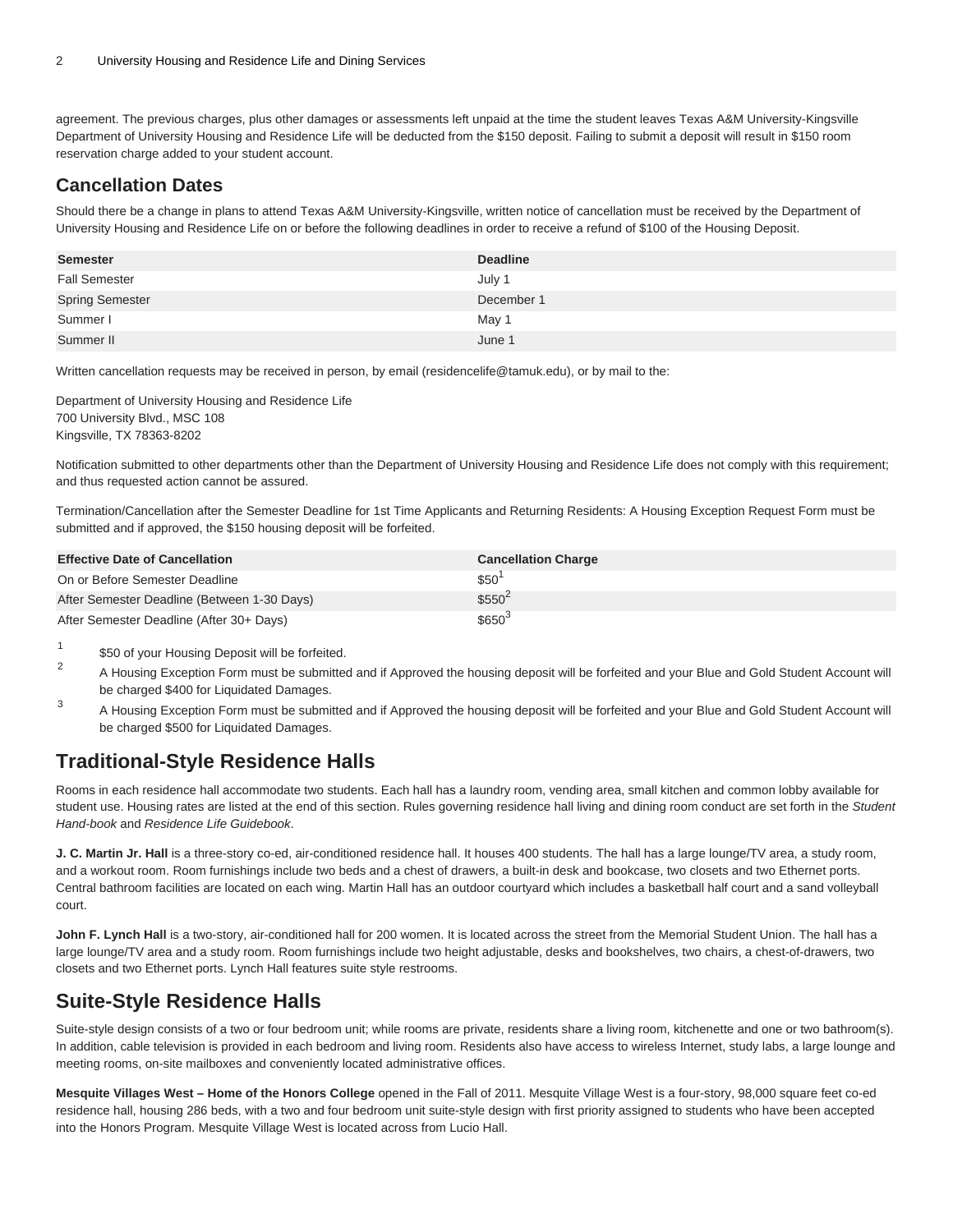agreement. The previous charges, plus other damages or assessments left unpaid at the time the student leaves Texas A&M University-Kingsville Department of University Housing and Residence Life will be deducted from the $150 deposit. Failing to submit a deposit will result in $150 room reservation charge added to your student account.

## Cancellation Dates

Should there be a change in plans to attend Texas A&M University-Kingsville, written notice of cancellation must be received by the Department of University Housing and Residence Life on or before the following deadlines in order to receive a refund of $100 of the Housing Deposit.

| Semester | Deadline |
| --- | --- |
| Fall Semester | July 1 |
| Spring Semester | December 1 |
| Summer I | May 1 |
| Summer II | June 1 |

Written cancellation requests may be received in person, by email (residencelife@tamuk.edu), or by mail to the:

Department of University Housing and Residence Life
700 University Blvd., MSC 108
Kingsville, TX 78363-8202

Notification submitted to other departments other than the Department of University Housing and Residence Life does not comply with this requirement; and thus requested action cannot be assured.

Termination/Cancellation after the Semester Deadline for 1st Time Applicants and Returning Residents: A Housing Exception Request Form must be submitted and if approved, the $150 housing deposit will be forfeited.

| Effective Date of Cancellation | Cancellation Charge |
| --- | --- |
| On or Before Semester Deadline | $50[1] |
| After Semester Deadline (Between 1-30 Days) | $550[2] |
| After Semester Deadline (After 30+ Days) | $650[3] |

1. $50 of your Housing Deposit will be forfeited.
2. A Housing Exception Form must be submitted and if Approved the housing deposit will be forfeited and your Blue and Gold Student Account will be charged $400 for Liquidated Damages.
3. A Housing Exception Form must be submitted and if Approved the housing deposit will be forfeited and your Blue and Gold Student Account will be charged $500 for Liquidated Damages.

## Traditional-Style Residence Halls

Rooms in each residence hall accommodate two students. Each hall has a laundry room, vending area, small kitchen and common lobby available for student use. Housing rates are listed at the end of this section. Rules governing residence hall living and dining room conduct are set forth in the *Student Hand-book* and *Residence Life Guidebook*.

**J. C. Martin Jr. Hall** is a three-story co-ed, air-conditioned residence hall. It houses 400 students. The hall has a large lounge/TV area, a study room, and a workout room. Room furnishings include two beds and a chest of drawers, a built-in desk and bookcase, two closets and two Ethernet ports. Central bathroom facilities are located on each wing. Martin Hall has an outdoor courtyard which includes a basketball half court and a sand volleyball court.

**John F. Lynch Hall** is a two-story, air-conditioned hall for 200 women. It is located across the street from the Memorial Student Union. The hall has a large lounge/TV area and a study room. Room furnishings include two height adjustable, desks and bookshelves, two chairs, a chest-of-drawers, two closets and two Ethernet ports. Lynch Hall features suite style restrooms.

## Suite-Style Residence Halls

Suite-style design consists of a two or four bedroom unit; while rooms are private, residents share a living room, kitchenette and one or two bathroom(s). In addition, cable television is provided in each bedroom and living room. Residents also have access to wireless Internet, study labs, a large lounge and meeting rooms, on-site mailboxes and conveniently located administrative offices.

**Mesquite Villages West – Home of the Honors College** opened in the Fall of 2011. Mesquite Village West is a four-story, 98,000 square feet co-ed residence hall, housing 286 beds, with a two and four bedroom unit suite-style design with first priority assigned to students who have been accepted into the Honors Program. Mesquite Village West is located across from Lucio Hall.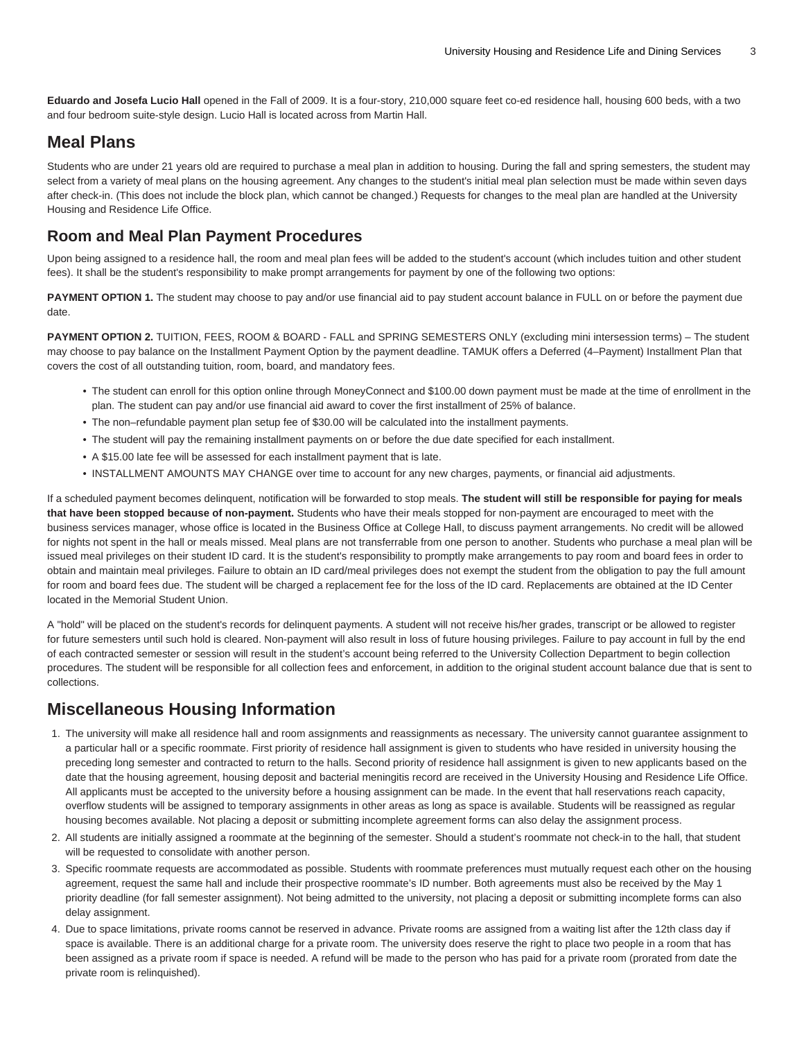**Eduardo and Josefa Lucio Hall** opened in the Fall of 2009. It is a four-story, 210,000 square feet co-ed residence hall, housing 600 beds, with a two and four bedroom suite-style design. Lucio Hall is located across from Martin Hall.

## Meal Plans

Students who are under 21 years old are required to purchase a meal plan in addition to housing. During the fall and spring semesters, the student may select from a variety of meal plans on the housing agreement. Any changes to the student's initial meal plan selection must be made within seven days after check-in. (This does not include the block plan, which cannot be changed.) Requests for changes to the meal plan are handled at the University Housing and Residence Life Office.

## Room and Meal Plan Payment Procedures

Upon being assigned to a residence hall, the room and meal plan fees will be added to the student's account (which includes tuition and other student fees). It shall be the student's responsibility to make prompt arrangements for payment by one of the following two options:

**PAYMENT OPTION 1.** The student may choose to pay and/or use financial aid to pay student account balance in FULL on or before the payment due date.

**PAYMENT OPTION 2.** TUITION, FEES, ROOM & BOARD - FALL and SPRING SEMESTERS ONLY (excluding mini intersession terms) – The student may choose to pay balance on the Installment Payment Option by the payment deadline. TAMUK offers a Deferred (4–Payment) Installment Plan that covers the cost of all outstanding tuition, room, board, and mandatory fees.

- The student can enroll for this option online through MoneyConnect and $100.00 down payment must be made at the time of enrollment in the plan. The student can pay and/or use financial aid award to cover the first installment of 25% of balance.
- The non–refundable payment plan setup fee of $30.00 will be calculated into the installment payments.
- The student will pay the remaining installment payments on or before the due date specified for each installment.
- A $15.00 late fee will be assessed for each installment payment that is late.
- INSTALLMENT AMOUNTS MAY CHANGE over time to account for any new charges, payments, or financial aid adjustments.

If a scheduled payment becomes delinquent, notification will be forwarded to stop meals. **The student will still be responsible for paying for meals that have been stopped because of non-payment.** Students who have their meals stopped for non-payment are encouraged to meet with the business services manager, whose office is located in the Business Office at College Hall, to discuss payment arrangements. No credit will be allowed for nights not spent in the hall or meals missed. Meal plans are not transferrable from one person to another. Students who purchase a meal plan will be issued meal privileges on their student ID card. It is the student's responsibility to promptly make arrangements to pay room and board fees in order to obtain and maintain meal privileges. Failure to obtain an ID card/meal privileges does not exempt the student from the obligation to pay the full amount for room and board fees due. The student will be charged a replacement fee for the loss of the ID card. Replacements are obtained at the ID Center located in the Memorial Student Union.

A "hold" will be placed on the student's records for delinquent payments. A student will not receive his/her grades, transcript or be allowed to register for future semesters until such hold is cleared. Non-payment will also result in loss of future housing privileges. Failure to pay account in full by the end of each contracted semester or session will result in the student's account being referred to the University Collection Department to begin collection procedures. The student will be responsible for all collection fees and enforcement, in addition to the original student account balance due that is sent to collections.

## Miscellaneous Housing Information

1. The university will make all residence hall and room assignments and reassignments as necessary. The university cannot guarantee assignment to a particular hall or a specific roommate. First priority of residence hall assignment is given to students who have resided in university housing the preceding long semester and contracted to return to the halls. Second priority of residence hall assignment is given to new applicants based on the date that the housing agreement, housing deposit and bacterial meningitis record are received in the University Housing and Residence Life Office. All applicants must be accepted to the university before a housing assignment can be made. In the event that hall reservations reach capacity, overflow students will be assigned to temporary assignments in other areas as long as space is available. Students will be reassigned as regular housing becomes available. Not placing a deposit or submitting incomplete agreement forms can also delay the assignment process.
2. All students are initially assigned a roommate at the beginning of the semester. Should a student's roommate not check-in to the hall, that student will be requested to consolidate with another person.
3. Specific roommate requests are accommodated as possible. Students with roommate preferences must mutually request each other on the housing agreement, request the same hall and include their prospective roommate's ID number. Both agreements must also be received by the May 1 priority deadline (for fall semester assignment). Not being admitted to the university, not placing a deposit or submitting incomplete forms can also delay assignment.
4. Due to space limitations, private rooms cannot be reserved in advance. Private rooms are assigned from a waiting list after the 12th class day if space is available. There is an additional charge for a private room. The university does reserve the right to place two people in a room that has been assigned as a private room if space is needed. A refund will be made to the person who has paid for a private room (prorated from date the private room is relinquished).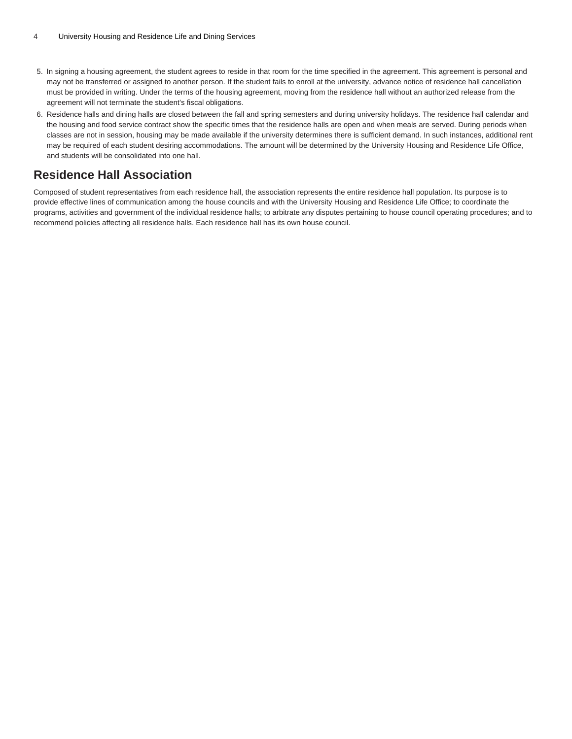5. In signing a housing agreement, the student agrees to reside in that room for the time specified in the agreement. This agreement is personal and may not be transferred or assigned to another person. If the student fails to enroll at the university, advance notice of residence hall cancellation must be provided in writing. Under the terms of the housing agreement, moving from the residence hall without an authorized release from the agreement will not terminate the student's fiscal obligations.
6. Residence halls and dining halls are closed between the fall and spring semesters and during university holidays. The residence hall calendar and the housing and food service contract show the specific times that the residence halls are open and when meals are served. During periods when classes are not in session, housing may be made available if the university determines there is sufficient demand. In such instances, additional rent may be required of each student desiring accommodations. The amount will be determined by the University Housing and Residence Life Office, and students will be consolidated into one hall.

## Residence Hall Association

Composed of student representatives from each residence hall, the association represents the entire residence hall population. Its purpose is to provide effective lines of communication among the house councils and with the University Housing and Residence Life Office; to coordinate the programs, activities and government of the individual residence halls; to arbitrate any disputes pertaining to house council operating procedures; and to recommend policies affecting all residence halls. Each residence hall has its own house council.